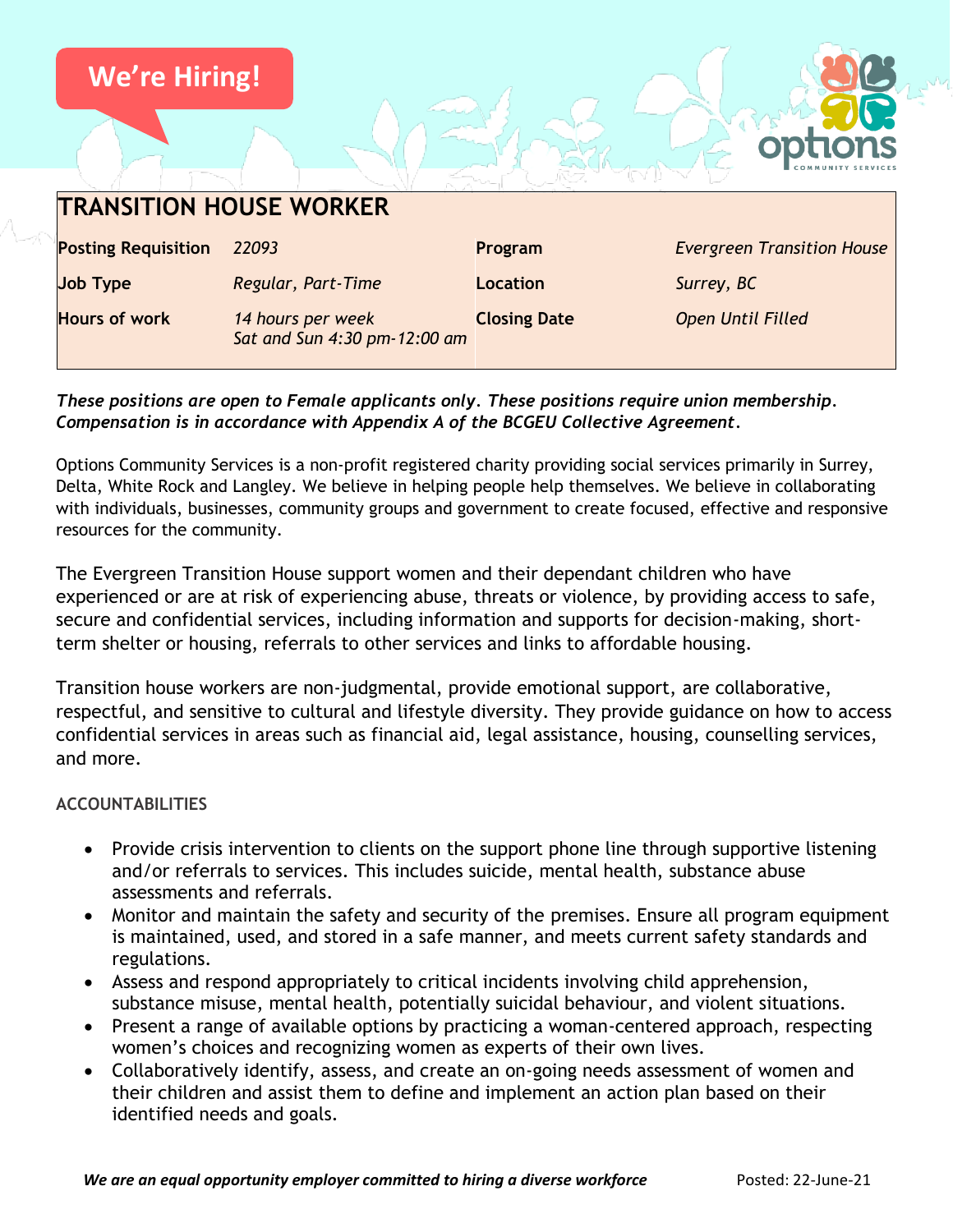We're Hiring!

# TRANSITION HOUSE WORKER

| | | | |
|---|---|---|---|
| **Posting Requisition** | *22093* | **Program** | *Evergreen Transition House* |
| **Job Type** | *Regular, Part-Time* | **Location** | *Surrey, BC* |
| **Hours of work** | *14 hours per week Sat and Sun 4:30 pm-12:00 am* | **Closing Date** | *Open Until Filled* |

***These positions are open to Female applicants only. These positions require union membership. Compensation is in accordance with Appendix A of the BCGEU Collective Agreement.***

Options Community Services is a non-profit registered charity providing social services primarily in Surrey, Delta, White Rock and Langley. We believe in helping people help themselves. We believe in collaborating with individuals, businesses, community groups and government to create focused, effective and responsive resources for the community.

The Evergreen Transition House support women and their dependant children who have experienced or are at risk of experiencing abuse, threats or violence, by providing access to safe, secure and confidential services, including information and supports for decision-making, short-term shelter or housing, referrals to other services and links to affordable housing.

Transition house workers are non-judgmental, provide emotional support, are collaborative, respectful, and sensitive to cultural and lifestyle diversity. They provide guidance on how to access confidential services in areas such as financial aid, legal assistance, housing, counselling services, and more.

### ACCOUNTABILITIES

- Provide crisis intervention to clients on the support phone line through supportive listening and/or referrals to services. This includes suicide, mental health, substance abuse assessments and referrals.
- Monitor and maintain the safety and security of the premises. Ensure all program equipment is maintained, used, and stored in a safe manner, and meets current safety standards and regulations.
- Assess and respond appropriately to critical incidents involving child apprehension, substance misuse, mental health, potentially suicidal behaviour, and violent situations.
- Present a range of available options by practicing a woman-centered approach, respecting women's choices and recognizing women as experts of their own lives.
- Collaboratively identify, assess, and create an on-going needs assessment of women and their children and assist them to define and implement an action plan based on their identified needs and goals.

***We are an equal opportunity employer committed to hiring a diverse workforce*** Posted: 22-June-21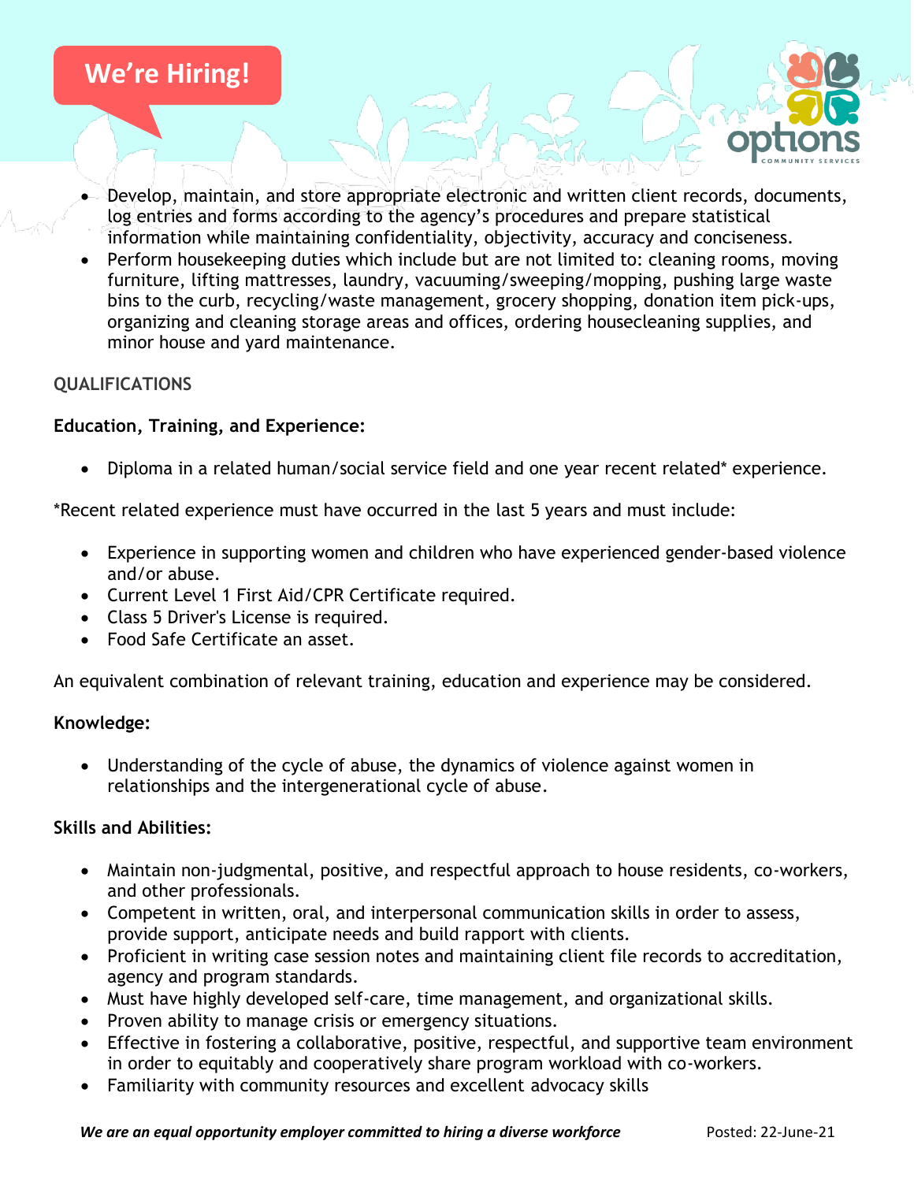- Develop, maintain, and store appropriate electronic and written client records, documents, log entries and forms according to the agency's procedures and prepare statistical information while maintaining confidentiality, objectivity, accuracy and conciseness.
- Perform housekeeping duties which include but are not limited to: cleaning rooms, moving furniture, lifting mattresses, laundry, vacuuming/sweeping/mopping, pushing large waste bins to the curb, recycling/waste management, grocery shopping, donation item pick-ups, organizing and cleaning storage areas and offices, ordering housecleaning supplies, and minor house and yard maintenance.

## QUALIFICATIONS

**Education, Training, and Experience:**

- Diploma in a related human/social service field and one year recent related* experience.

*Recent related experience must have occurred in the last 5 years and must include:

- Experience in supporting women and children who have experienced gender-based violence and/or abuse.
- Current Level 1 First Aid/CPR Certificate required.
- Class 5 Driver's License is required.
- Food Safe Certificate an asset.

An equivalent combination of relevant training, education and experience may be considered.

**Knowledge:**

- Understanding of the cycle of abuse, the dynamics of violence against women in relationships and the intergenerational cycle of abuse.

**Skills and Abilities:**

- Maintain non-judgmental, positive, and respectful approach to house residents, co-workers, and other professionals.
- Competent in written, oral, and interpersonal communication skills in order to assess, provide support, anticipate needs and build rapport with clients.
- Proficient in writing case session notes and maintaining client file records to accreditation, agency and program standards.
- Must have highly developed self-care, time management, and organizational skills.
- Proven ability to manage crisis or emergency situations.
- Effective in fostering a collaborative, positive, respectful, and supportive team environment in order to equitably and cooperatively share program workload with co-workers.
- Familiarity with community resources and excellent advocacy skills

***We are an equal opportunity employer committed to hiring a diverse workforce*** Posted: 22-June-21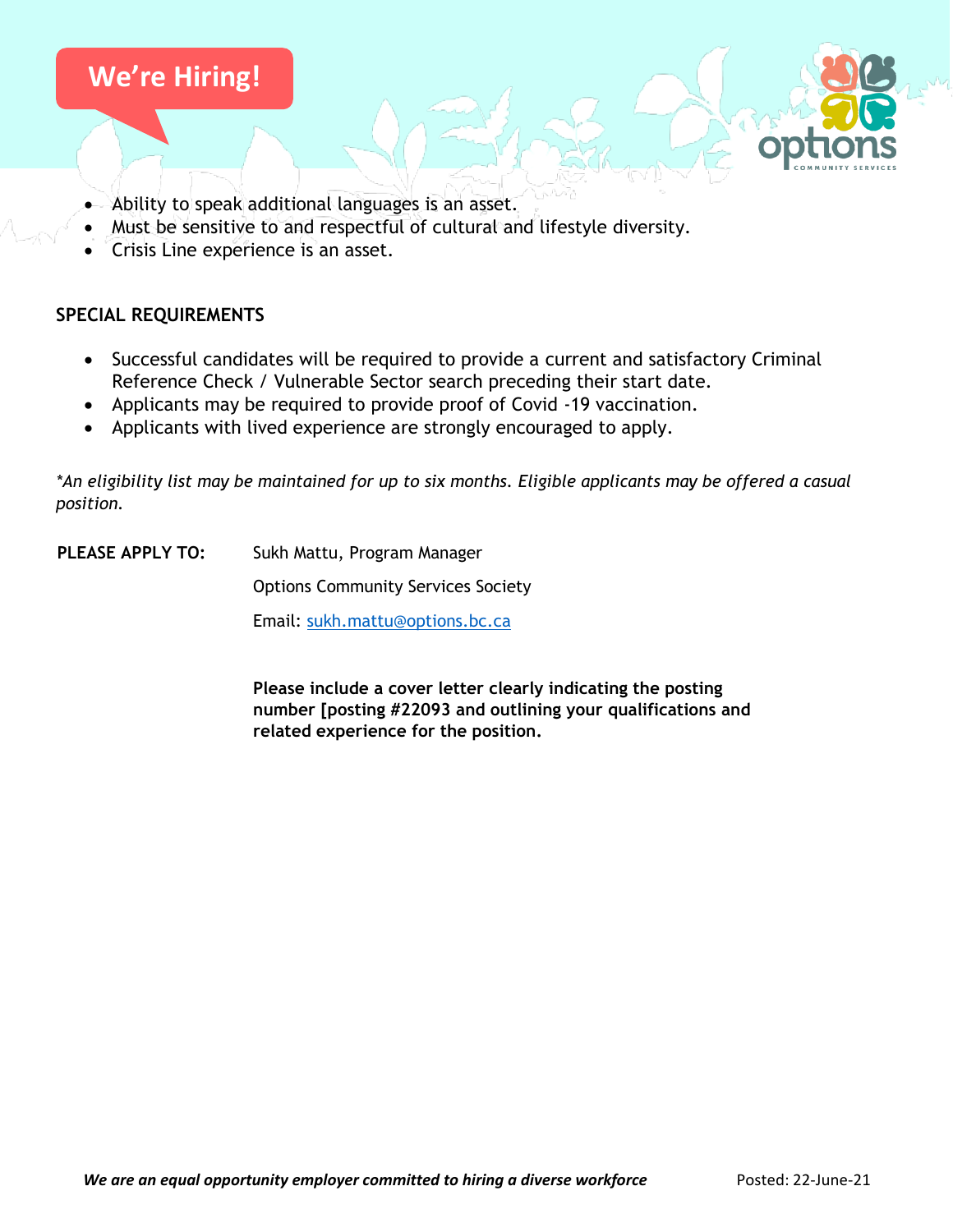- Ability to speak additional languages is an asset.
- Must be sensitive to and respectful of cultural and lifestyle diversity.
- Crisis Line experience is an asset.

**SPECIAL REQUIREMENTS**

- Successful candidates will be required to provide a current and satisfactory Criminal Reference Check / Vulnerable Sector search preceding their start date.
- Applicants may be required to provide proof of Covid -19 vaccination.
- Applicants with lived experience are strongly encouraged to apply.

*\*An eligibility list may be maintained for up to six months. Eligible applicants may be offered a casual position.*

**PLEASE APPLY TO:**

Sukh Mattu, Program Manager

Options Community Services Society

Email: sukh.mattu@options.bc.ca

**Please include a cover letter clearly indicating the posting number [posting #22093 and outlining your qualifications and related experience for the position.**

***We are an equal opportunity employer committed to hiring a diverse workforce***

Posted: 22-June-21